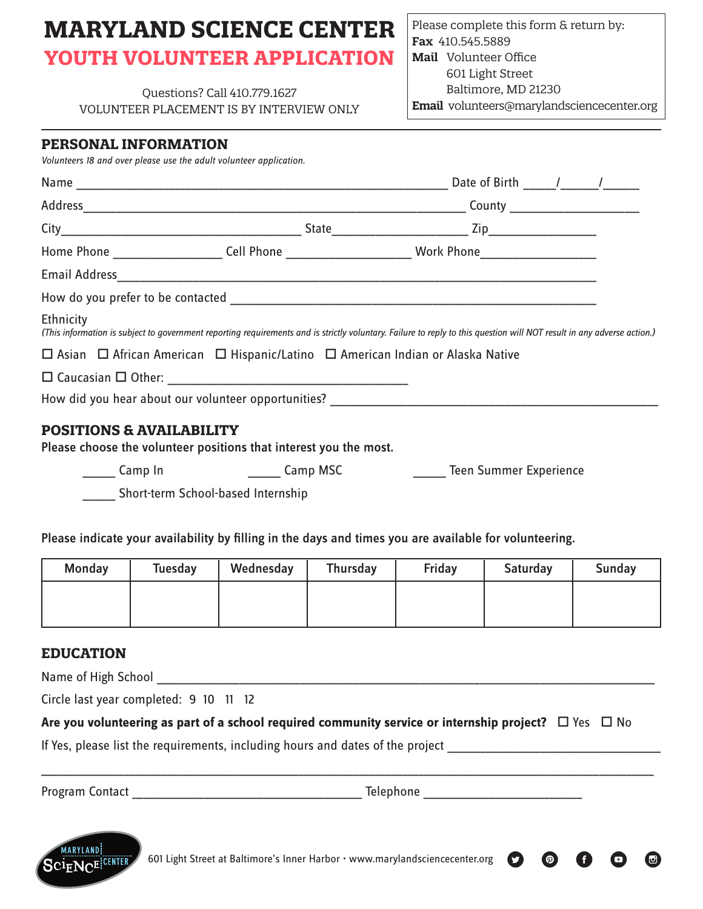# MARYLAND SCIENCE CENTER

## YOUTH VOLUNTEER APPLICATION

Questions? Call 410.779.1627
VOLUNTEER PLACEMENT IS BY INTERVIEW ONLY

Please complete this form & return by:
**Fax** 410.545.5889
**Mail** Volunteer Office
601 Light Street
Baltimore, MD 21230
**Email** volunteers@marylandsciencecenter.org

## PERSONAL INFORMATION

*Volunteers 18 and over please use the adult volunteer application.*

Name ____________________ Date of Birth _____/_____/_____

Address ____________________ County ____________________

City ____________________ State ____________________ Zip ____________________

Home Phone ____________ Cell Phone ____________ Work Phone ____________

Email Address ____________________

How do you prefer to be contacted ____________________

Ethnicity
*(This information is subject to government reporting requirements and is strictly voluntary. Failure to reply to this question will NOT result in any adverse action.)*

☐ Asian ☐ African American ☐ Hispanic/Latino ☐ American Indian or Alaska Native

☐ Caucasian ☐ Other: ____________________

How did you hear about our volunteer opportunities? ____________________

## POSITIONS & AVAILABILITY

**Please choose the volunteer positions that interest you the most.**

_____ Camp In _____ Camp MSC _____ Teen Summer Experience

_____ Short-term School-based Internship

**Please indicate your availability by filling in the days and times you are available for volunteering.**

| Monday | Tuesday | Wednesday | Thursday | Friday | Saturday | Sunday |
|---|---|---|---|---|---|---|
| | | | | | | |

## EDUCATION

Name of High School ____________________

Circle last year completed: 9 10 11 12

**Are you volunteering as part of a school required community service or internship project?** ☐ Yes ☐ No

If Yes, please list the requirements, including hours and dates of the project ____________________

____________________

Program Contact ____________________ Telephone ____________________

601 Light Street at Baltimore's Inner Harbor • www.marylandsciencecenter.org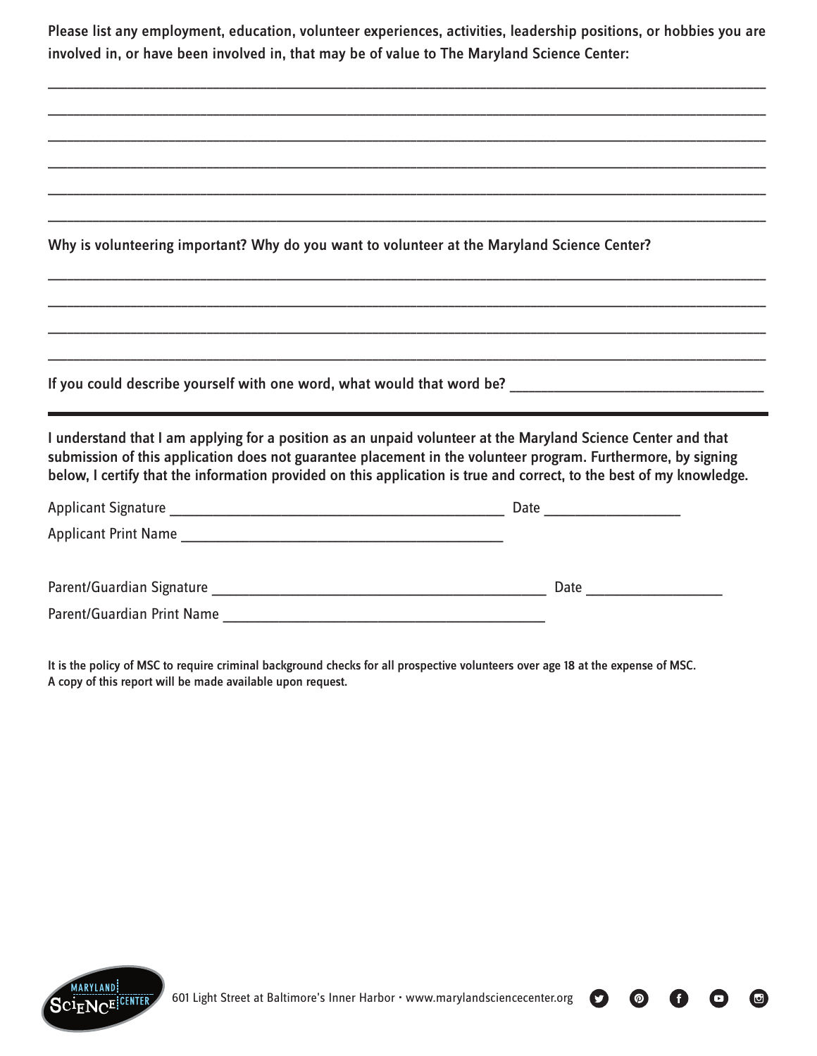Please list any employment, education, volunteer experiences, activities, leadership positions, or hobbies you are involved in, or have been involved in, that may be of value to The Maryland Science Center:

______________________________________________________________________________

______________________________________________________________________________

______________________________________________________________________________

______________________________________________________________________________

______________________________________________________________________________

______________________________________________________________________________

Why is volunteering important? Why do you want to volunteer at the Maryland Science Center?

______________________________________________________________________________

______________________________________________________________________________

______________________________________________________________________________

______________________________________________________________________________

If you could describe yourself with one word, what would that word be? ______________________________

---

I understand that I am applying for a position as an unpaid volunteer at the Maryland Science Center and that submission of this application does not guarantee placement in the volunteer program. Furthermore, by signing below, I certify that the information provided on this application is true and correct, to the best of my knowledge.

Applicant Signature ________________________________________ Date ________________

Applicant Print Name ________________________________________

Parent/Guardian Signature ________________________________________ Date ________________

Parent/Guardian Print Name ________________________________________

**It is the policy of MSC to require criminal background checks for all prospective volunteers over age 18 at the expense of MSC. A copy of this report will be made available upon request.**

601 Light Street at Baltimore's Inner Harbor • www.marylandsciencecenter.org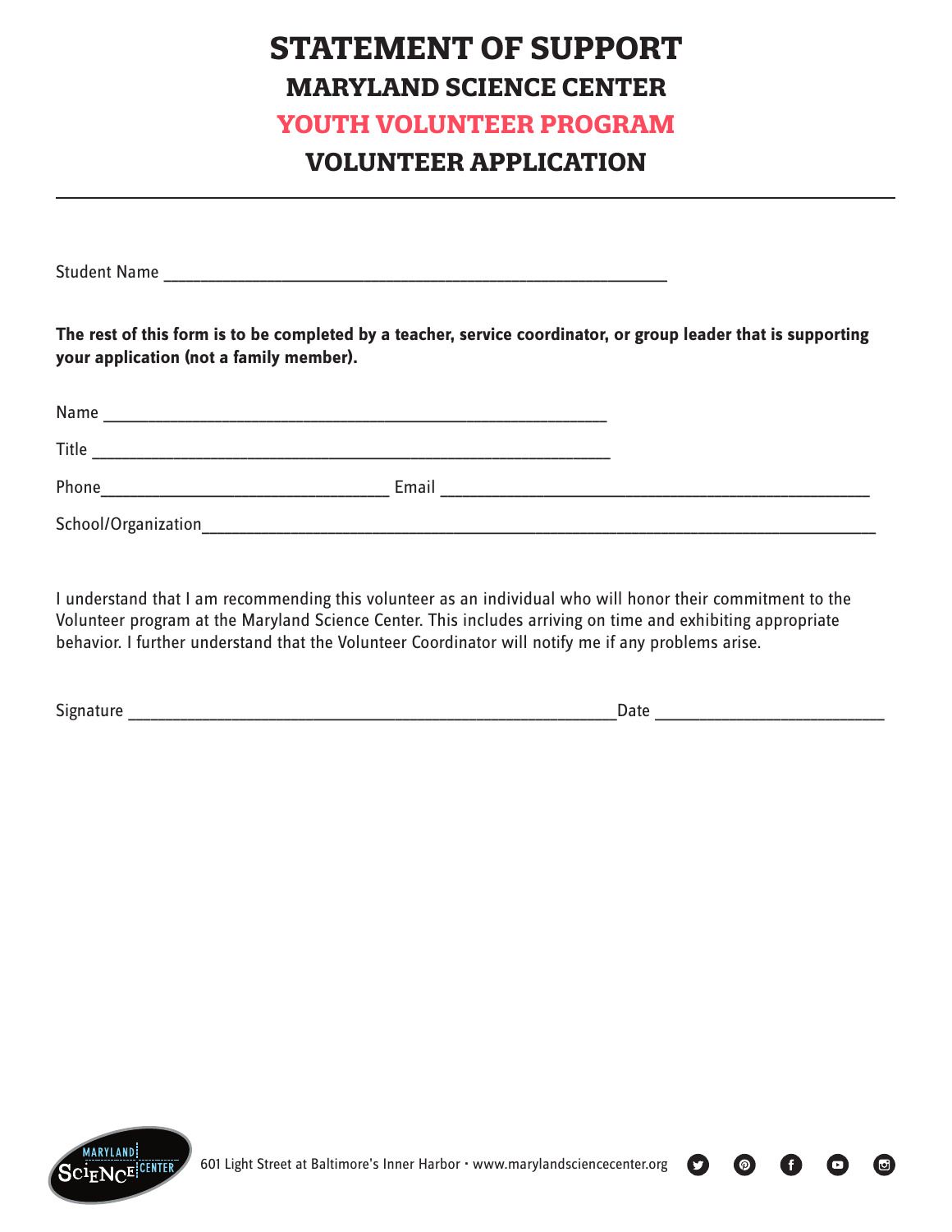# STATEMENT OF SUPPORT

## MARYLAND SCIENCE CENTER

## YOUTH VOLUNTEER PROGRAM

## VOLUNTEER APPLICATION

---

Student Name ______________________________________________

**The rest of this form is to be completed by a teacher, service coordinator, or group leader that is supporting your application (not a family member).**

Name ______________________________________________

Title ______________________________________________

Phone__________________________ Email ________________________________________

School/Organization______________________________________________________________

I understand that I am recommending this volunteer as an individual who will honor their commitment to the Volunteer program at the Maryland Science Center. This includes arriving on time and exhibiting appropriate behavior. I further understand that the Volunteer Coordinator will notify me if any problems arise.

Signature _____________________________________________Date ____________________

601 Light Street at Baltimore's Inner Harbor • www.marylandsciencecenter.org